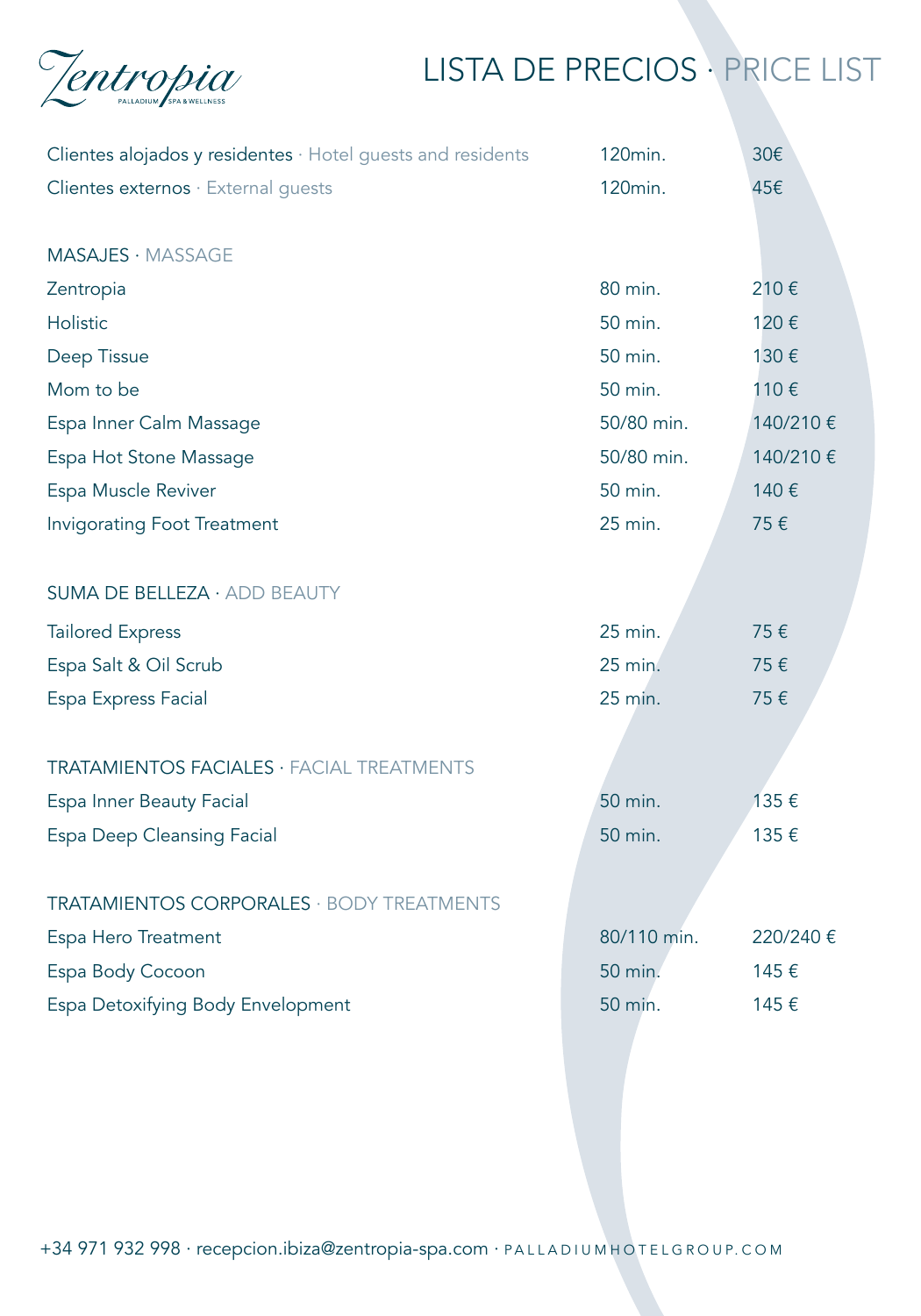Zentropia

PALLADIUM SPA & WELLNESS

# LISTA DE PRECIOS · PRICE LIST

| | | |
|---|---|---|
| Clientes alojados y residentes · Hotel guests and residents | 120min. | 30€ |
| Clientes externos · External guests | 120min. | 45€ |

## MASAJES · MASSAGE

| | | |
|---|---|---|
| Zentropia | 80 min. | 210 € |
| Holistic | 50 min. | 120 € |
| Deep Tissue | 50 min. | 130 € |
| Mom to be | 50 min. | 110 € |
| Espa Inner Calm Massage | 50/80 min. | 140/210 € |
| Espa Hot Stone Massage | 50/80 min. | 140/210 € |
| Espa Muscle Reviver | 50 min. | 140 € |
| Invigorating Foot Treatment | 25 min. | 75 € |

## SUMA DE BELLEZA · ADD BEAUTY

| | | |
|---|---|---|
| Tailored Express | 25 min. | 75 € |
| Espa Salt & Oil Scrub | 25 min. | 75 € |
| Espa Express Facial | 25 min. | 75 € |

## TRATAMIENTOS FACIALES · FACIAL TREATMENTS

| | | |
|---|---|---|
| Espa Inner Beauty Facial | 50 min. | 135 € |
| Espa Deep Cleansing Facial | 50 min. | 135 € |

## TRATAMIENTOS CORPORALES · BODY TREATMENTS

| | | |
|---|---|---|
| Espa Hero Treatment | 80/110 min. | 220/240 € |
| Espa Body Cocoon | 50 min. | 145 € |
| Espa Detoxifying Body Envelopment | 50 min. | 145 € |

+34 971 932 998 · recepcion.ibiza@zentropia-spa.com · PALLADIUMHOTELGROUP.COM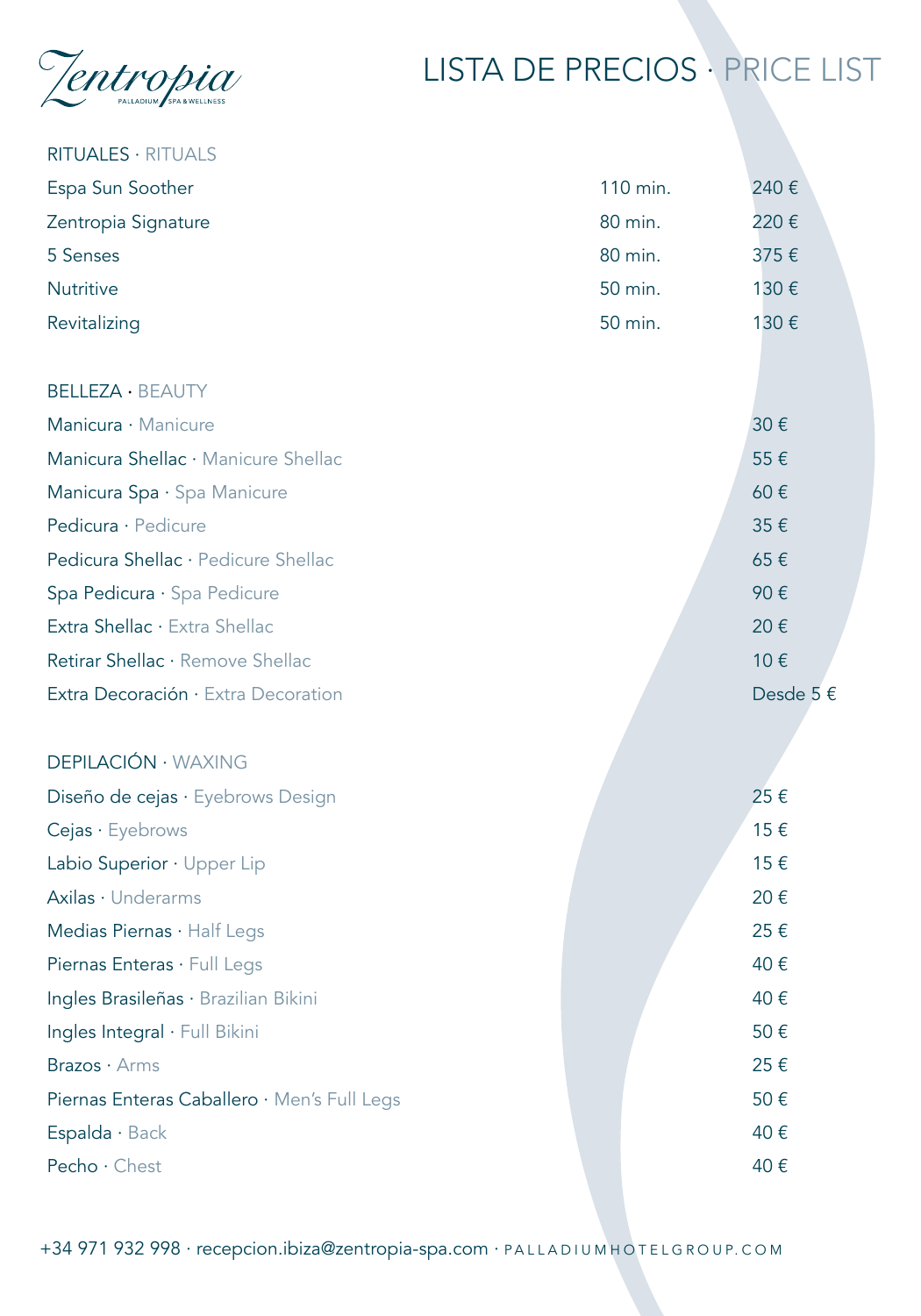Zentropia
PALLADIUM | SPA & WELLNESS

# LISTA DE PRECIOS · PRICE LIST

## RITUALES · RITUALS

| | | |
|---|---|---|
| Espa Sun Soother | 110 min. | 240 € |
| Zentropia Signature | 80 min. | 220 € |
| 5 Senses | 80 min. | 375 € |
| Nutritive | 50 min. | 130 € |
| Revitalizing | 50 min. | 130 € |

## BELLEZA · BEAUTY

| | |
|---|---|
| Manicura · Manicure | 30 € |
| Manicura Shellac · Manicure Shellac | 55 € |
| Manicura Spa · Spa Manicure | 60 € |
| Pedicura · Pedicure | 35 € |
| Pedicura Shellac · Pedicure Shellac | 65 € |
| Spa Pedicura · Spa Pedicure | 90 € |
| Extra Shellac · Extra Shellac | 20 € |
| Retirar Shellac · Remove Shellac | 10 € |
| Extra Decoración · Extra Decoration | Desde 5 € |

## DEPILACIÓN · WAXING

| | |
|---|---|
| Diseño de cejas · Eyebrows Design | 25 € |
| Cejas · Eyebrows | 15 € |
| Labio Superior · Upper Lip | 15 € |
| Axilas · Underarms | 20 € |
| Medias Piernas · Half Legs | 25 € |
| Piernas Enteras · Full Legs | 40 € |
| Ingles Brasileñas · Brazilian Bikini | 40 € |
| Ingles Integral · Full Bikini | 50 € |
| Brazos · Arms | 25 € |
| Piernas Enteras Caballero · Men's Full Legs | 50 € |
| Espalda · Back | 40 € |
| Pecho · Chest | 40 € |

+34 971 932 998 · recepcion.ibiza@zentropia-spa.com · PALLADIUMHOTELGROUP.COM